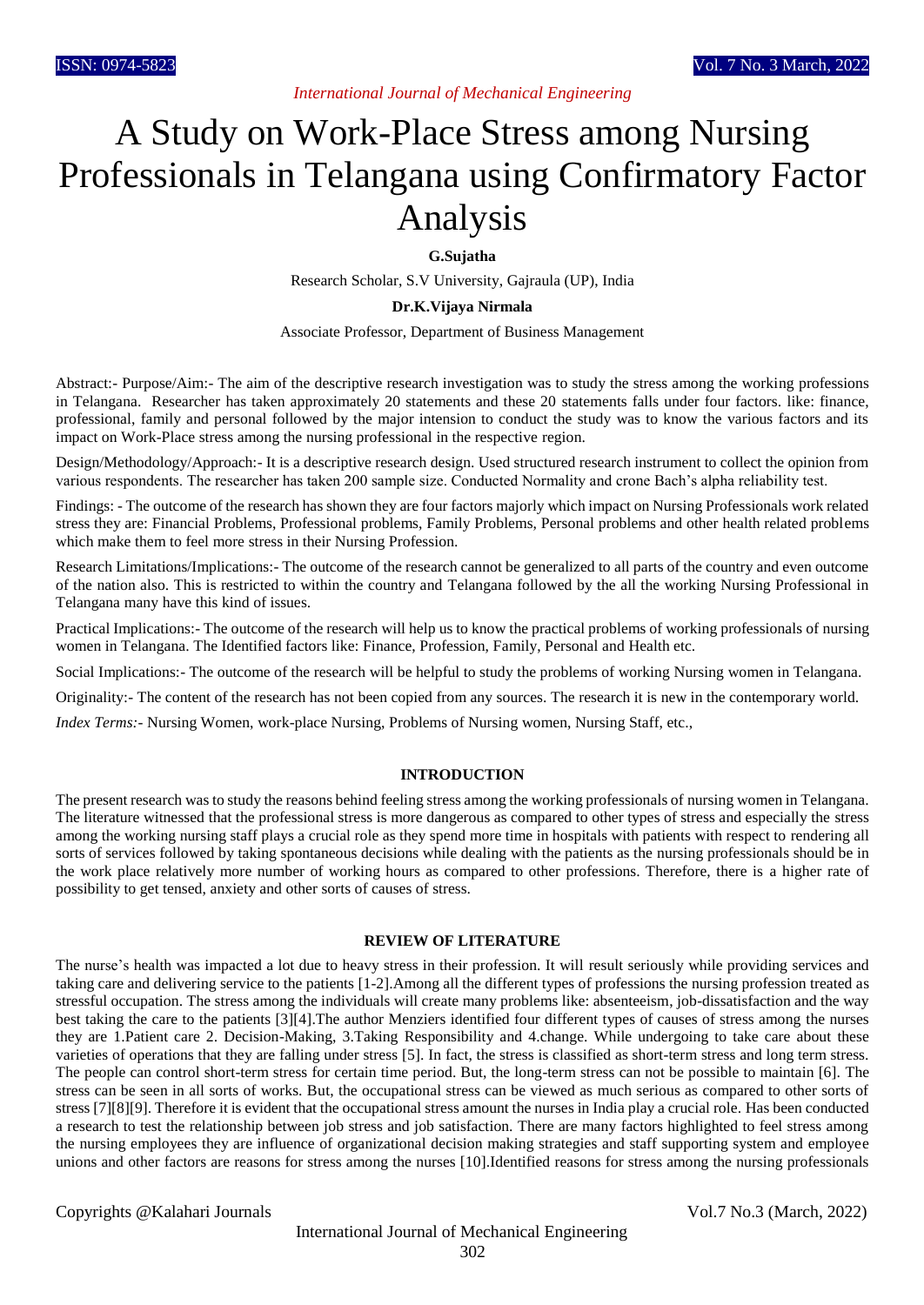# A Study on Work-Place Stress among Nursing Professionals in Telangana using Confirmatory Factor Analysis

**G.Sujatha**

Research Scholar, S.V University, Gajraula (UP), India

**Dr.K.Vijaya Nirmala**

Associate Professor, Department of Business Management

Abstract:- Purpose/Aim:- The aim of the descriptive research investigation was to study the stress among the working professions in Telangana. Researcher has taken approximately 20 statements and these 20 statements falls under four factors. like: finance, professional, family and personal followed by the major intension to conduct the study was to know the various factors and its impact on Work-Place stress among the nursing professional in the respective region.

Design/Methodology/Approach:- It is a descriptive research design. Used structured research instrument to collect the opinion from various respondents. The researcher has taken 200 sample size. Conducted Normality and crone Bach's alpha reliability test.

Findings: - The outcome of the research has shown they are four factors majorly which impact on Nursing Professionals work related stress they are: Financial Problems, Professional problems, Family Problems, Personal problems and other health related problems which make them to feel more stress in their Nursing Profession.

Research Limitations/Implications:- The outcome of the research cannot be generalized to all parts of the country and even outcome of the nation also. This is restricted to within the country and Telangana followed by the all the working Nursing Professional in Telangana many have this kind of issues.

Practical Implications:- The outcome of the research will help us to know the practical problems of working professionals of nursing women in Telangana. The Identified factors like: Finance, Profession, Family, Personal and Health etc.

Social Implications:- The outcome of the research will be helpful to study the problems of working Nursing women in Telangana.

Originality:- The content of the research has not been copied from any sources. The research it is new in the contemporary world.

*Index Terms:-* Nursing Women, work-place Nursing, Problems of Nursing women, Nursing Staff, etc.,

## INTRODUCTION

The present research was to study the reasons behind feeling stress among the working professionals of nursing women in Telangana. The literature witnessed that the professional stress is more dangerous as compared to other types of stress and especially the stress among the working nursing staff plays a crucial role as they spend more time in hospitals with patients with respect to rendering all sorts of services followed by taking spontaneous decisions while dealing with the patients as the nursing professionals should be in the work place relatively more number of working hours as compared to other professions. Therefore, there is a higher rate of possibility to get tensed, anxiety and other sorts of causes of stress.

## REVIEW OF LITERATURE

The nurse's health was impacted a lot due to heavy stress in their profession. It will result seriously while providing services and taking care and delivering service to the patients [1-2].Among all the different types of professions the nursing profession treated as stressful occupation. The stress among the individuals will create many problems like: absenteeism, job-dissatisfaction and the way best taking the care to the patients [3][4].The author Menziers identified four different types of causes of stress among the nurses they are 1.Patient care 2. Decision-Making, 3.Taking Responsibility and 4.change. While undergoing to take care about these varieties of operations that they are falling under stress [5]. In fact, the stress is classified as short-term stress and long term stress. The people can control short-term stress for certain time period. But, the long-term stress can not be possible to maintain [6]. The stress can be seen in all sorts of works. But, the occupational stress can be viewed as much serious as compared to other sorts of stress [7][8][9]. Therefore it is evident that the occupational stress amount the nurses in India play a crucial role. Has been conducted a research to test the relationship between job stress and job satisfaction. There are many factors highlighted to feel stress among the nursing employees they are influence of organizational decision making strategies and staff supporting system and employee unions and other factors are reasons for stress among the nurses [10].Identified reasons for stress among the nursing professionals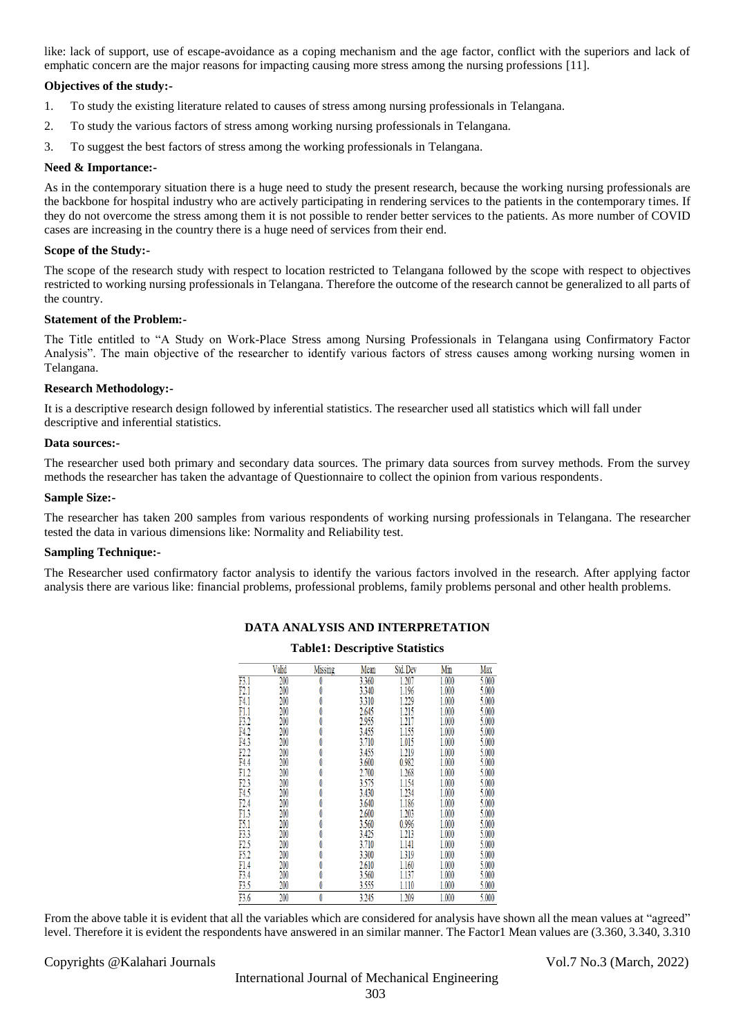like: lack of support, use of escape-avoidance as a coping mechanism and the age factor, conflict with the superiors and lack of emphatic concern are the major reasons for impacting causing more stress among the nursing professions [11].

**Objectives of the study:-**

1. To study the existing literature related to causes of stress among nursing professionals in Telangana.
2. To study the various factors of stress among working nursing professionals in Telangana.
3. To suggest the best factors of stress among the working professionals in Telangana.

**Need & Importance:-**

As in the contemporary situation there is a huge need to study the present research, because the working nursing professionals are the backbone for hospital industry who are actively participating in rendering services to the patients in the contemporary times. If they do not overcome the stress among them it is not possible to render better services to the patients. As more number of COVID cases are increasing in the country there is a huge need of services from their end.

**Scope of the Study:-**

The scope of the research study with respect to location restricted to Telangana followed by the scope with respect to objectives restricted to working nursing professionals in Telangana. Therefore the outcome of the research cannot be generalized to all parts of the country.

**Statement of the Problem:-**

The Title entitled to "A Study on Work-Place Stress among Nursing Professionals in Telangana using Confirmatory Factor Analysis". The main objective of the researcher to identify various factors of stress causes among working nursing women in Telangana.

**Research Methodology:-**

It is a descriptive research design followed by inferential statistics. The researcher used all statistics which will fall under descriptive and inferential statistics.

**Data sources:-**

The researcher used both primary and secondary data sources. The primary data sources from survey methods. From the survey methods the researcher has taken the advantage of Questionnaire to collect the opinion from various respondents.

**Sample Size:-**

The researcher has taken 200 samples from various respondents of working nursing professionals in Telangana. The researcher tested the data in various dimensions like: Normality and Reliability test.

**Sampling Technique:-**

The Researcher used confirmatory factor analysis to identify the various factors involved in the research. After applying factor analysis there are various like: financial problems, professional problems, family problems personal and other health problems.

## DATA ANALYSIS AND INTERPRETATION

**Table1: Descriptive Statistics**

| | Valid | Missing | Mean | Std. Dev | Min | Max |
|---|---|---|---|---|---|---|
| F3.1 | 200 | 0 | 3.360 | 1.207 | 1.000 | 5.000 |
| F2.1 | 200 | 0 | 3.340 | 1.196 | 1.000 | 5.000 |
| F4.1 | 200 | 0 | 3.310 | 1.229 | 1.000 | 5.000 |
| F1.1 | 200 | 0 | 2.645 | 1.215 | 1.000 | 5.000 |
| F3.2 | 200 | 0 | 2.955 | 1.217 | 1.000 | 5.000 |
| F4.2 | 200 | 0 | 3.455 | 1.155 | 1.000 | 5.000 |
| F4.3 | 200 | 0 | 3.710 | 1.015 | 1.000 | 5.000 |
| F2.2 | 200 | 0 | 3.455 | 1.219 | 1.000 | 5.000 |
| F4.4 | 200 | 0 | 3.600 | 0.982 | 1.000 | 5.000 |
| F1.2 | 200 | 0 | 2.700 | 1.268 | 1.000 | 5.000 |
| F2.3 | 200 | 0 | 3.575 | 1.154 | 1.000 | 5.000 |
| F4.5 | 200 | 0 | 3.430 | 1.234 | 1.000 | 5.000 |
| F2.4 | 200 | 0 | 3.640 | 1.186 | 1.000 | 5.000 |
| F1.3 | 200 | 0 | 2.600 | 1.203 | 1.000 | 5.000 |
| F5.1 | 200 | 0 | 3.560 | 0.996 | 1.000 | 5.000 |
| F3.3 | 200 | 0 | 3.425 | 1.213 | 1.000 | 5.000 |
| F2.5 | 200 | 0 | 3.710 | 1.141 | 1.000 | 5.000 |
| F5.2 | 200 | 0 | 3.300 | 1.319 | 1.000 | 5.000 |
| F1.4 | 200 | 0 | 2.610 | 1.160 | 1.000 | 5.000 |
| F3.4 | 200 | 0 | 3.560 | 1.137 | 1.000 | 5.000 |
| F3.5 | 200 | 0 | 3.555 | 1.110 | 1.000 | 5.000 |
| F3.6 | 200 | 0 | 3.245 | 1.209 | 1.000 | 5.000 |

From the above table it is evident that all the variables which are considered for analysis have shown all the mean values at "agreed" level. Therefore it is evident the respondents have answered in an similar manner. The Factor1 Mean values are (3.360, 3.340, 3.310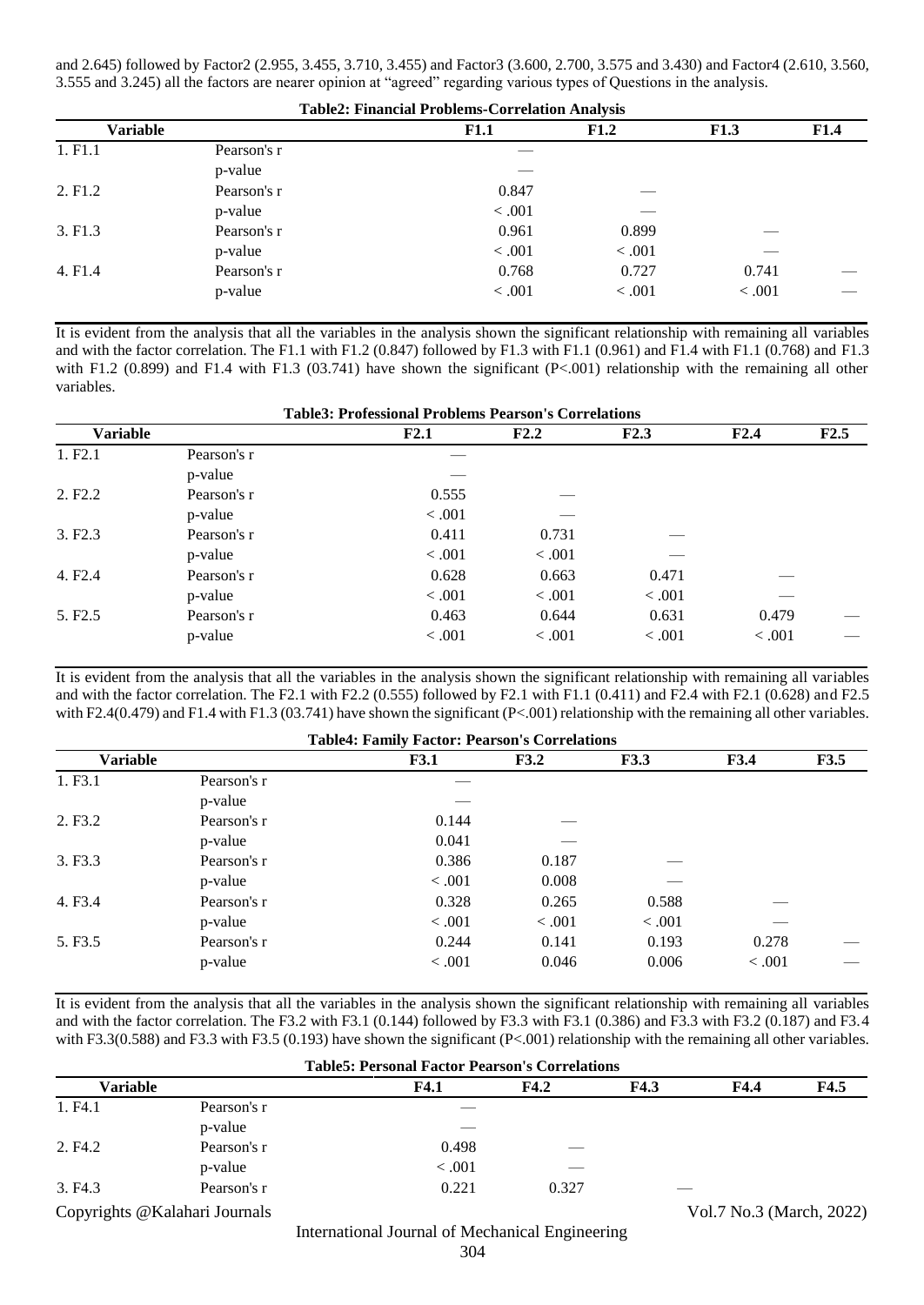and 2.645) followed by Factor2 (2.955, 3.455, 3.710, 3.455) and Factor3 (3.600, 2.700, 3.575 and 3.430) and Factor4 (2.610, 3.560, 3.555 and 3.245) all the factors are nearer opinion at "agreed" regarding various types of Questions in the analysis.

**Table2: Financial Problems-Correlation Analysis**

| Variable | | F1.1 | F1.2 | F1.3 | F1.4 |
|---|---|---|---|---|---|
| 1. F1.1 | Pearson's r | — | | | |
| | p-value | — | | | |
| 2. F1.2 | Pearson's r | 0.847 | — | | |
| | p-value | < .001 | — | | |
| 3. F1.3 | Pearson's r | 0.961 | 0.899 | — | |
| | p-value | < .001 | < .001 | — | |
| 4. F1.4 | Pearson's r | 0.768 | 0.727 | 0.741 | — |
| | p-value | < .001 | < .001 | < .001 | — |

It is evident from the analysis that all the variables in the analysis shown the significant relationship with remaining all variables and with the factor correlation. The F1.1 with F1.2 (0.847) followed by F1.3 with F1.1 (0.961) and F1.4 with F1.1 (0.768) and F1.3 with F1.2 (0.899) and F1.4 with F1.3 (03.741) have shown the significant (P<.001) relationship with the remaining all other variables.

**Table3: Professional Problems Pearson's Correlations**

| Variable | | F2.1 | F2.2 | F2.3 | F2.4 | F2.5 |
|---|---|---|---|---|---|---|
| 1. F2.1 | Pearson's r | — | | | | |
| | p-value | — | | | | |
| 2. F2.2 | Pearson's r | 0.555 | — | | | |
| | p-value | < .001 | — | | | |
| 3. F2.3 | Pearson's r | 0.411 | 0.731 | — | | |
| | p-value | < .001 | < .001 | — | | |
| 4. F2.4 | Pearson's r | 0.628 | 0.663 | 0.471 | — | |
| | p-value | < .001 | < .001 | < .001 | — | |
| 5. F2.5 | Pearson's r | 0.463 | 0.644 | 0.631 | 0.479 | — |
| | p-value | < .001 | < .001 | < .001 | < .001 | — |

It is evident from the analysis that all the variables in the analysis shown the significant relationship with remaining all variables and with the factor correlation. The F2.1 with F2.2 (0.555) followed by F2.1 with F1.1 (0.411) and F2.4 with F2.1 (0.628) and F2.5 with F2.4(0.479) and F1.4 with F1.3 (03.741) have shown the significant (P<.001) relationship with the remaining all other variables.

**Table4: Family Factor: Pearson's Correlations**

| Variable | | F3.1 | F3.2 | F3.3 | F3.4 | F3.5 |
|---|---|---|---|---|---|---|
| 1. F3.1 | Pearson's r | — | | | | |
| | p-value | — | | | | |
| 2. F3.2 | Pearson's r | 0.144 | — | | | |
| | p-value | 0.041 | — | | | |
| 3. F3.3 | Pearson's r | 0.386 | 0.187 | — | | |
| | p-value | < .001 | 0.008 | — | | |
| 4. F3.4 | Pearson's r | 0.328 | 0.265 | 0.588 | — | |
| | p-value | < .001 | < .001 | < .001 | — | |
| 5. F3.5 | Pearson's r | 0.244 | 0.141 | 0.193 | 0.278 | — |
| | p-value | < .001 | 0.046 | 0.006 | < .001 | — |

It is evident from the analysis that all the variables in the analysis shown the significant relationship with remaining all variables and with the factor correlation. The F3.2 with F3.1 (0.144) followed by F3.3 with F3.1 (0.386) and F3.3 with F3.2 (0.187) and F3.4 with F3.3(0.588) and F3.3 with F3.5 (0.193) have shown the significant (P<.001) relationship with the remaining all other variables.

**Table5: Personal Factor Pearson's Correlations**

| Variable | | F4.1 | F4.2 | F4.3 | F4.4 | F4.5 |
|---|---|---|---|---|---|---|
| 1. F4.1 | Pearson's r | — | | | | |
| | p-value | — | | | | |
| 2. F4.2 | Pearson's r | 0.498 | — | | | |
| | p-value | < .001 | — | | | |
| 3. F4.3 | Pearson's r | 0.221 | 0.327 | — | | |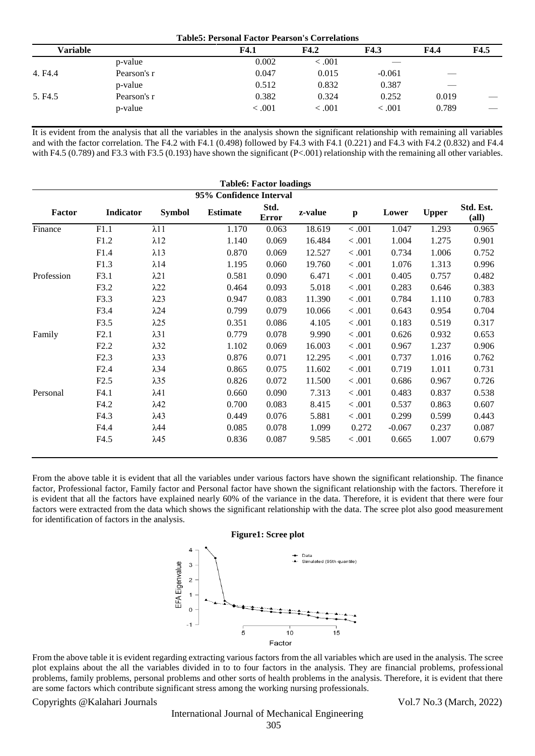**Table5: Personal Factor Pearson's Correlations**

| Variable | | F4.1 | F4.2 | F4.3 | F4.4 | F4.5 |
|---|---|---|---|---|---|---|
| | p-value | 0.002 | < .001 | — | | |
| 4. F4.4 | Pearson's r | 0.047 | 0.015 | -0.061 | — | |
| | p-value | 0.512 | 0.832 | 0.387 | — | |
| 5. F4.5 | Pearson's r | 0.382 | 0.324 | 0.252 | 0.019 | — |
| | p-value | < .001 | < .001 | < .001 | 0.789 | — |

It is evident from the analysis that all the variables in the analysis shown the significant relationship with remaining all variables and with the factor correlation. The F4.2 with F4.1 (0.498) followed by F4.3 with F4.1 (0.221) and F4.3 with F4.2 (0.832) and F4.4 with F4.5 (0.789) and F3.3 with F3.5 (0.193) have shown the significant (P<.001) relationship with the remaining all other variables.

**Table6: Factor loadings**

| | | | | | | | 95% Confidence Interval | | |
|---|---|---|---|---|---|---|---|---|---|
| **Factor** | **Indicator** | **Symbol** | **Estimate** | **Std. Error** | **z-value** | **p** | **Lower** | **Upper** | **Std. Est. (all)** |
| Finance | F1.1 | λ11 | 1.170 | 0.063 | 18.619 | < .001 | 1.047 | 1.293 | 0.965 |
| | F1.2 | λ12 | 1.140 | 0.069 | 16.484 | < .001 | 1.004 | 1.275 | 0.901 |
| | F1.4 | λ13 | 0.870 | 0.069 | 12.527 | < .001 | 0.734 | 1.006 | 0.752 |
| | F1.3 | λ14 | 1.195 | 0.060 | 19.760 | < .001 | 1.076 | 1.313 | 0.996 |
| Profession | F3.1 | λ21 | 0.581 | 0.090 | 6.471 | < .001 | 0.405 | 0.757 | 0.482 |
| | F3.2 | λ22 | 0.464 | 0.093 | 5.018 | < .001 | 0.283 | 0.646 | 0.383 |
| | F3.3 | λ23 | 0.947 | 0.083 | 11.390 | < .001 | 0.784 | 1.110 | 0.783 |
| | F3.4 | λ24 | 0.799 | 0.079 | 10.066 | < .001 | 0.643 | 0.954 | 0.704 |
| | F3.5 | λ25 | 0.351 | 0.086 | 4.105 | < .001 | 0.183 | 0.519 | 0.317 |
| Family | F2.1 | λ31 | 0.779 | 0.078 | 9.990 | < .001 | 0.626 | 0.932 | 0.653 |
| | F2.2 | λ32 | 1.102 | 0.069 | 16.003 | < .001 | 0.967 | 1.237 | 0.906 |
| | F2.3 | λ33 | 0.876 | 0.071 | 12.295 | < .001 | 0.737 | 1.016 | 0.762 |
| | F2.4 | λ34 | 0.865 | 0.075 | 11.602 | < .001 | 0.719 | 1.011 | 0.731 |
| | F2.5 | λ35 | 0.826 | 0.072 | 11.500 | < .001 | 0.686 | 0.967 | 0.726 |
| Personal | F4.1 | λ41 | 0.660 | 0.090 | 7.313 | < .001 | 0.483 | 0.837 | 0.538 |
| | F4.2 | λ42 | 0.700 | 0.083 | 8.415 | < .001 | 0.537 | 0.863 | 0.607 |
| | F4.3 | λ43 | 0.449 | 0.076 | 5.881 | < .001 | 0.299 | 0.599 | 0.443 |
| | F4.4 | λ44 | 0.085 | 0.078 | 1.099 | 0.272 | -0.067 | 0.237 | 0.087 |
| | F4.5 | λ45 | 0.836 | 0.087 | 9.585 | < .001 | 0.665 | 1.007 | 0.679 |

From the above table it is evident that all the variables under various factors have shown the significant relationship. The finance factor, Professional factor, Family factor and Personal factor have shown the significant relationship with the factors. Therefore it is evident that all the factors have explained nearly 60% of the variance in the data. Therefore, it is evident that there were four factors were extracted from the data which shows the significant relationship with the data. The scree plot also good measurement for identification of factors in the analysis.

**Figure1: Scree plot**

From the above table it is evident regarding extracting various factors from the all variables which are used in the analysis. The scree plot explains about the all the variables divided in to to four factors in the analysis. They are financial problems, professional problems, family problems, personal problems and other sorts of health problems in the analysis. Therefore, it is evident that there are some factors which contribute significant stress among the working nursing professionals.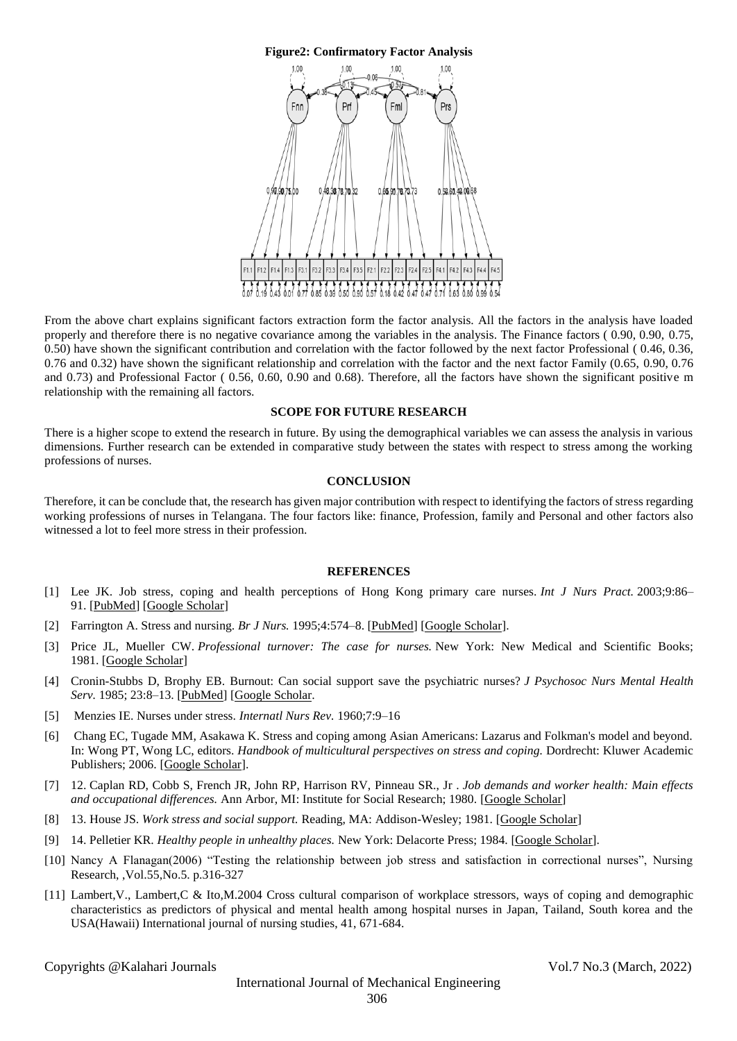**Figure2: Confirmatory Factor Analysis**

1.00 1.00 1.00 1.00

0.06 0.13 0.36 0.45 0.57 0.61

Fnn Prf Fml Prs

F1.1 F1.2 F1.4 F1.3 F3.1 F3.2 F3.3 F3.4 F3.5 F2.1 F2.2 F2.3 F2.4 F2.5 F4.1 F4.2 F4.3 F4.4 F4.5

0.07 0.19 0.43 0.01 0.77 0.85 0.39 0.50 0.90 0.57 0.18 0.42 0.47 0.47 0.71 0.63 0.80 0.99 0.54

From the above chart explains significant factors extraction form the factor analysis. All the factors in the analysis have loaded properly and therefore there is no negative covariance among the variables in the analysis. The Finance factors ( 0.90, 0.90, 0.75, 0.50) have shown the significant contribution and correlation with the factor followed by the next factor Professional ( 0.46, 0.36, 0.76 and 0.32) have shown the significant relationship and correlation with the factor and the next factor Family (0.65, 0.90, 0.76 and 0.73) and Professional Factor ( 0.56, 0.60, 0.90 and 0.68). Therefore, all the factors have shown the significant positive m relationship with the remaining all factors.

## SCOPE FOR FUTURE RESEARCH

There is a higher scope to extend the research in future. By using the demographical variables we can assess the analysis in various dimensions. Further research can be extended in comparative study between the states with respect to stress among the working professions of nurses.

## CONCLUSION

Therefore, it can be conclude that, the research has given major contribution with respect to identifying the factors of stress regarding working professions of nurses in Telangana. The four factors like: finance, Profession, family and Personal and other factors also witnessed a lot to feel more stress in their profession.

## REFERENCES

[1] Lee JK. Job stress, coping and health perceptions of Hong Kong primary care nurses. *Int J Nurs Pract.* 2003;9:86–91. [PubMed] [Google Scholar]

[2] Farrington A. Stress and nursing. *Br J Nurs.* 1995;4:574–8. [PubMed] [Google Scholar].

[3] Price JL, Mueller CW. *Professional turnover: The case for nurses.* New York: New Medical and Scientific Books; 1981. [Google Scholar]

[4] Cronin-Stubbs D, Brophy EB. Burnout: Can social support save the psychiatric nurses? *J Psychosoc Nurs Mental Health Serv.* 1985; 23:8–13. [PubMed] [Google Scholar.

[5] Menzies IE. Nurses under stress. *Internatl Nurs Rev.* 1960;7:9–16

[6] Chang EC, Tugade MM, Asakawa K. Stress and coping among Asian Americans: Lazarus and Folkman's model and beyond. In: Wong PT, Wong LC, editors. *Handbook of multicultural perspectives on stress and coping.* Dordrecht: Kluwer Academic Publishers; 2006. [Google Scholar].

[7] 12. Caplan RD, Cobb S, French JR, John RP, Harrison RV, Pinneau SR., Jr . *Job demands and worker health: Main effects and occupational differences.* Ann Arbor, MI: Institute for Social Research; 1980. [Google Scholar]

[8] 13. House JS. *Work stress and social support.* Reading, MA: Addison-Wesley; 1981. [Google Scholar]

[9] 14. Pelletier KR. *Healthy people in unhealthy places.* New York: Delacorte Press; 1984. [Google Scholar].

[10] Nancy A Flanagan(2006) "Testing the relationship between job stress and satisfaction in correctional nurses", Nursing Research, ,Vol.55,No.5. p.316-327

[11] Lambert,V., Lambert,C & Ito,M.2004 Cross cultural comparison of workplace stressors, ways of coping and demographic characteristics as predictors of physical and mental health among hospital nurses in Japan, Tailand, South korea and the USA(Hawaii) International journal of nursing studies, 41, 671-684.